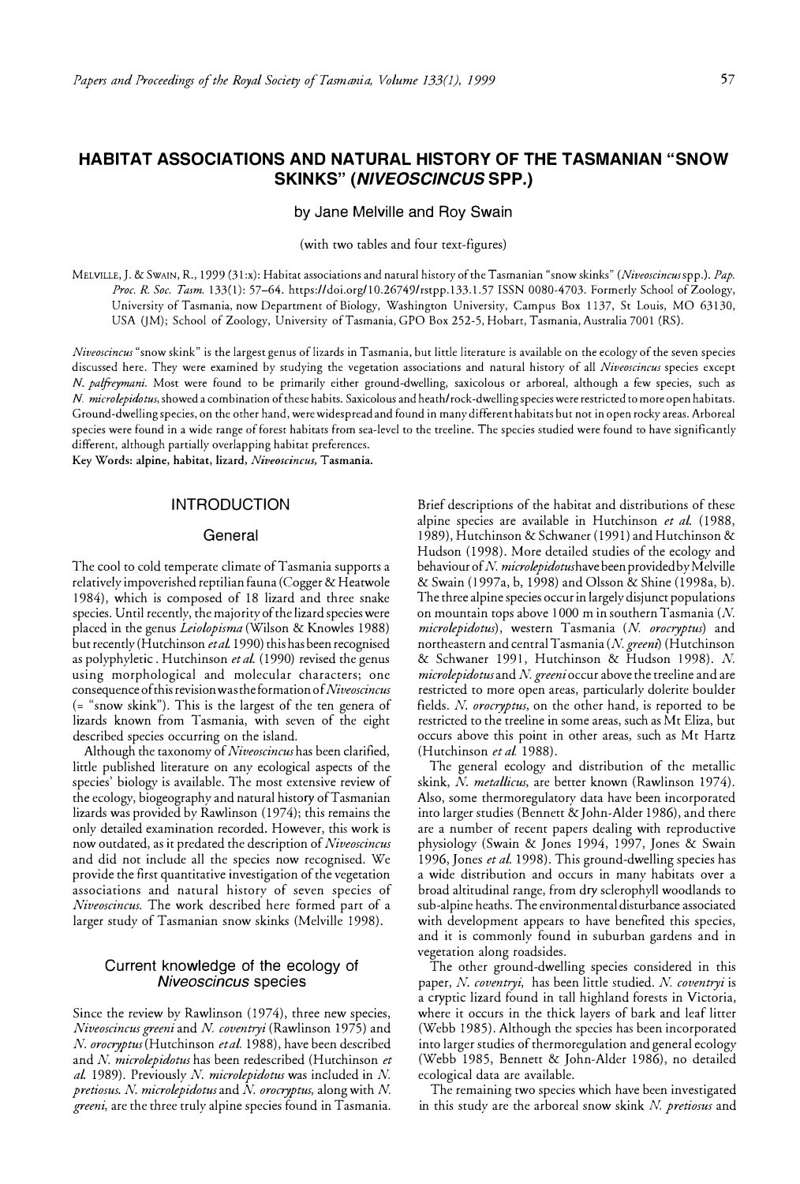# HABITAT ASSOCIATIONS AND NATURAL HISTORY OF THE TASMANIAN "SNOW SKINKS" (*NIVEOSCINCUS* SPP.)

by Jane Melville and Roy Swain

(with two tables and four text-figures)

MELVILLE, J. & SWAIN, R., 1999 (31:x): Habitat associations and natural history of the Tasmanian "snow skinks" (*Niveoscincus* spp.). *Pap. Proc. R. Soc. Tasm.* 133(1): 57–64. https://doi.org/10.26749/rstpp.133.1.57 ISSN 0080-4703. Formerly School of Zoology, University of Tasmania, now Department of Biology, Washington University, Campus Box 1137, St Louis, MO 63130, USA (JM); School of Zoology, University of Tasmania, GPO Box 252-5, Hobart, Tasmania, Australia 7001 (RS).

*Niveoscincus* "snow skink" is the largest genus of lizards in Tasmania, but little literature is available on the ecology of the seven species discussed here. They were examined by studying the vegetation associations and natural history of all *Niveoscincus* species except *N. palfreymani*. Most were found to be primarily either ground-dwelling, saxicolous or arboreal, although a few species, such as *N. microlepidotus*, showed a combination of these habits. Saxicolous and heath/rock-dwelling species were restricted to more open habitats. Ground-dwelling species, on the other hand, were widespread and found in many different habitats but not in open rocky areas. Arboreal species were found in a wide range of forest habitats from sea-level to the treeline. The species studied were found to have significantly different, although partially overlapping habitat preferences.

Key Words: alpine, habitat, lizard, *Niveoscincus*, Tasmania.

## INTRODUCTION

### General

The cool to cold temperate climate of Tasmania supports a relatively impoverished reptilian fauna (Cogger & Heatwole 1984), which is composed of 18 lizard and three snake species. Until recently, the majority of the lizard species were placed in the genus *Leiolopisma* (Wilson & Knowles 1988) but recently (Hutchinson *et al.* 1990) this has been recognised as polyphyletic . Hutchinson *et al.* (1990) revised the genus using morphological and molecular characters; one consequence of this revision was the formation of *Niveoscincus* (= "snow skink"). This is the largest of the ten genera of lizards known from Tasmania, with seven of the eight described species occurring on the island.

Although the taxonomy of *Niveoscincus* has been clarified, little published literature on any ecological aspects of the species' biology is available. The most extensive review of the ecology, biogeography and natural history of Tasmanian lizards was provided by Rawlinson (1974); this remains the only detailed examination recorded. However, this work is now outdated, as it predated the description of *Niveoscincus* and did not include all the species now recognised. We provide the first quantitative investigation of the vegetation associations and natural history of seven species of *Niveoscincus*. The work described here formed part of a larger study of Tasmanian snow skinks (Melville 1998).

### Current knowledge of the ecology of *Niveoscincus* species

Since the review by Rawlinson (1974), three new species, *Niveoscincus greeni* and *N. coventryi* (Rawlinson 1975) and *N. orocryptus* (Hutchinson *et al.* 1988), have been described and *N. microlepidotus* has been redescribed (Hutchinson *et al.* 1989). Previously *N. microlepidotus* was included in *N. pretiosus*. *N. microlepidotus* and *N. orocryptus*, along with *N. greeni*, are the three truly alpine species found in Tasmania.

Brief descriptions of the habitat and distributions of these alpine species are available in Hutchinson *et al.* (1988, 1989), Hutchinson & Schwaner (1991) and Hutchinson & Hudson (1998). More detailed studies of the ecology and behaviour of *N. microlepidotus* have been provided by Melville & Swain (1997a, b, 1998) and Olsson & Shine (1998a, b). The three alpine species occur in largely disjunct populations on mountain tops above 1000 m in southern Tasmania (*N. microlepidotus*), western Tasmania (*N. orocryptus*) and northeastern and central Tasmania (*N. greeni*) (Hutchinson & Schwaner 1991, Hutchinson & Hudson 1998). *N. microlepidotus* and *N. greeni* occur above the treeline and are restricted to more open areas, particularly dolerite boulder fields. *N. orocryptus*, on the other hand, is reported to be restricted to the treeline in some areas, such as Mt Eliza, but occurs above this point in other areas, such as Mt Hartz (Hutchinson *et al.* 1988).

The general ecology and distribution of the metallic skink, *N. metallicus*, are better known (Rawlinson 1974). Also, some thermoregulatory data have been incorporated into larger studies (Bennett & John-Alder 1986), and there are a number of recent papers dealing with reproductive physiology (Swain & Jones 1994, 1997, Jones & Swain 1996, Jones *et al.* 1998). This ground-dwelling species has a wide distribution and occurs in many habitats over a broad altitudinal range, from dry sclerophyll woodlands to sub-alpine heaths. The environmental disturbance associated with development appears to have benefited this species, and it is commonly found in suburban gardens and in vegetation along roadsides.

The other ground-dwelling species considered in this paper, *N. coventryi*, has been little studied. *N. coventryi* is a cryptic lizard found in tall highland forests in Victoria, where it occurs in the thick layers of bark and leaf litter (Webb 1985). Although the species has been incorporated into larger studies of thermoregulation and general ecology (Webb 1985, Bennett & John-Alder 1986), no detailed ecological data are available.

The remaining two species which have been investigated in this study are the arboreal snow skink *N. pretiosus* and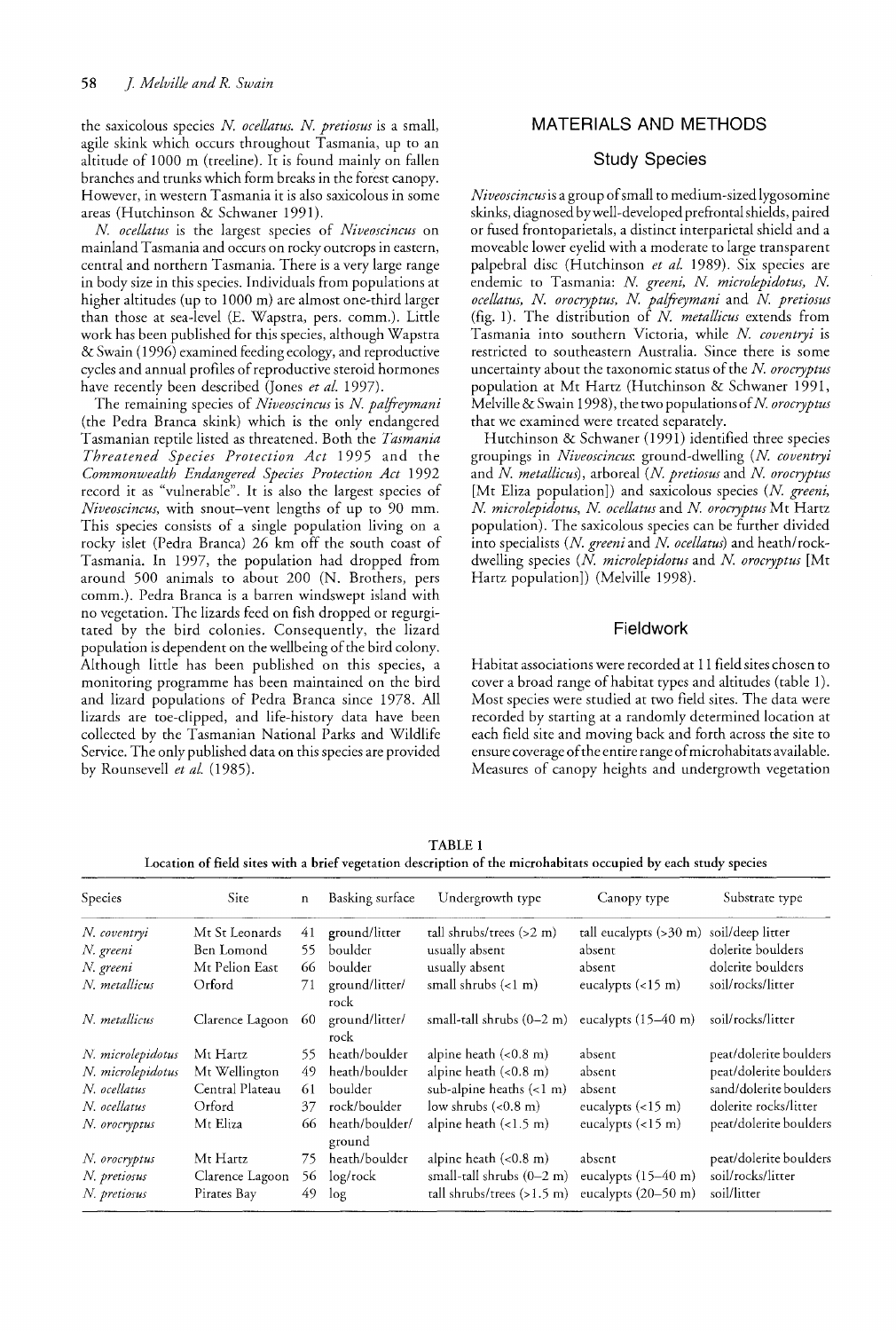the saxicolous species *N. ocellatus*. *N. pretiosus* is a small, agile skink which occurs throughout Tasmania, up to an altitude of 1000 m (treeline). It is found mainly on fallen branches and trunks which form breaks in the forest canopy. However, in western Tasmania it is also saxicolous in some areas (Hutchinson & Schwaner 1991).

*N. ocellatus* is the largest species of *Niveoscincus* on mainland Tasmania and occurs on rocky outcrops in eastern, central and northern Tasmania. There is a very large range in body size in this species. Individuals from populations at higher altitudes (up to 1000 m) are almost one-third larger than those at sea-level (E. Wapstra, pers. comm.). Little work has been published for this species, although Wapstra & Swain (1996) examined feeding ecology, and reproductive cycles and annual profiles of reproductive steroid hormones have recently been described (Jones *et al.* 1997).

The remaining species of *Niveoscincus* is *N. palfreymani* (the Pedra Branca skink) which is the only endangered Tasmanian reptile listed as threatened. Both the *Tasmania Threatened Species Protection Act* 1995 and the *Commonwealth Endangered Species Protection Act* 1992 record it as "vulnerable". It is also the largest species of *Niveoscincus*, with snout–vent lengths of up to 90 mm. This species consists of a single population living on a rocky islet (Pedra Branca) 26 km off the south coast of Tasmania. In 1997, the population had dropped from around 500 animals to about 200 (N. Brothers, pers comm.). Pedra Branca is a barren windswept island with no vegetation. The lizards feed on fish dropped or regurgitated by the bird colonies. Consequently, the lizard population is dependent on the wellbeing of the bird colony. Although little has been published on this species, a monitoring programme has been maintained on the bird and lizard populations of Pedra Branca since 1978. All lizards are toe-clipped, and life-history data have been collected by the Tasmanian National Parks and Wildlife Service. The only published data on this species are provided by Rounsevell *et al.* (1985).

## MATERIALS AND METHODS

### Study Species

*Niveoscincus* is a group of small to medium-sized lygosomine skinks, diagnosed by well-developed prefrontal shields, paired or fused frontoparietals, a distinct interparietal shield and a moveable lower eyelid with a moderate to large transparent palpebral disc (Hutchinson *et al.* 1989). Six species are endemic to Tasmania: *N. greeni*, *N. microlepidotus*, *N. ocellatus*, *N. orocryptus*, *N. palfreymani* and *N. pretiosus* (fig. 1). The distribution of *N. metallicus* extends from Tasmania into southern Victoria, while *N. coventryi* is restricted to southeastern Australia. Since there is some uncertainty about the taxonomic status of the *N. orocryptus* population at Mt Hartz (Hutchinson & Schwaner 1991, Melville & Swain 1998), the two populations of *N. orocryptus* that we examined were treated separately.

Hutchinson & Schwaner (1991) identified three species groupings in *Niveoscincus*: ground-dwelling (*N. coventryi* and *N. metallicus*), arboreal (*N. pretiosus* and *N. orocryptus* [Mt Eliza population]) and saxicolous species (*N. greeni*, *N. microlepidotus*, *N. ocellatus* and *N. orocryptus* Mt Hartz population). The saxicolous species can be further divided into specialists (*N. greeni* and *N. ocellatus*) and heath/rock-dwelling species (*N. microlepidotus* and *N. orocryptus* [Mt Hartz population]) (Melville 1998).

### Fieldwork

Habitat associations were recorded at 11 field sites chosen to cover a broad range of habitat types and altitudes (table 1). Most species were studied at two field sites. The data were recorded by starting at a randomly determined location at each field site and moving back and forth across the site to ensure coverage of the entire range of microhabitats available. Measures of canopy heights and undergrowth vegetation

TABLE 1
Location of field sites with a brief vegetation description of the microhabitats occupied by each study species

| Species | Site | n | Basking surface | Undergrowth type | Canopy type | Substrate type |
|---|---|---|---|---|---|---|
| *N. coventryi* | Mt St Leonards | 41 | ground/litter | tall shrubs/trees (>2 m) | tall eucalypts (>30 m) | soil/deep litter |
| *N. greeni* | Ben Lomond | 55 | boulder | usually absent | absent | dolerite boulders |
| *N. greeni* | Mt Pelion East | 66 | boulder | usually absent | absent | dolerite boulders |
| *N. metallicus* | Orford | 71 | ground/litter/rock | small shrubs (<1 m) | eucalypts (<15 m) | soil/rocks/litter |
| *N. metallicus* | Clarence Lagoon | 60 | ground/litter/rock | small-tall shrubs (0–2 m) | eucalypts (15–40 m) | soil/rocks/litter |
| *N. microlepidotus* | Mt Hartz | 55 | heath/boulder | alpine heath (<0.8 m) | absent | peat/dolerite boulders |
| *N. microlepidotus* | Mt Wellington | 49 | heath/boulder | alpine heath (<0.8 m) | absent | peat/dolerite boulders |
| *N. ocellatus* | Central Plateau | 61 | boulder | sub-alpine heaths (<1 m) | absent | sand/dolerite boulders |
| *N. ocellatus* | Orford | 37 | rock/boulder | low shrubs (<0.8 m) | eucalypts (<15 m) | dolerite rocks/litter |
| *N. orocryptus* | Mt Eliza | 66 | heath/boulder/ground | alpine heath (<1.5 m) | eucalypts (<15 m) | peat/dolerite boulders |
| *N. orocryptus* | Mt Hartz | 75 | heath/boulder | alpine heath (<0.8 m) | absent | peat/dolerite boulders |
| *N. pretiosus* | Clarence Lagoon | 56 | log/rock | small-tall shrubs (0–2 m) | eucalypts (15–40 m) | soil/rocks/litter |
| *N. pretiosus* | Pirates Bay | 49 | log | tall shrubs/trees (>1.5 m) | eucalypts (20–50 m) | soil/litter |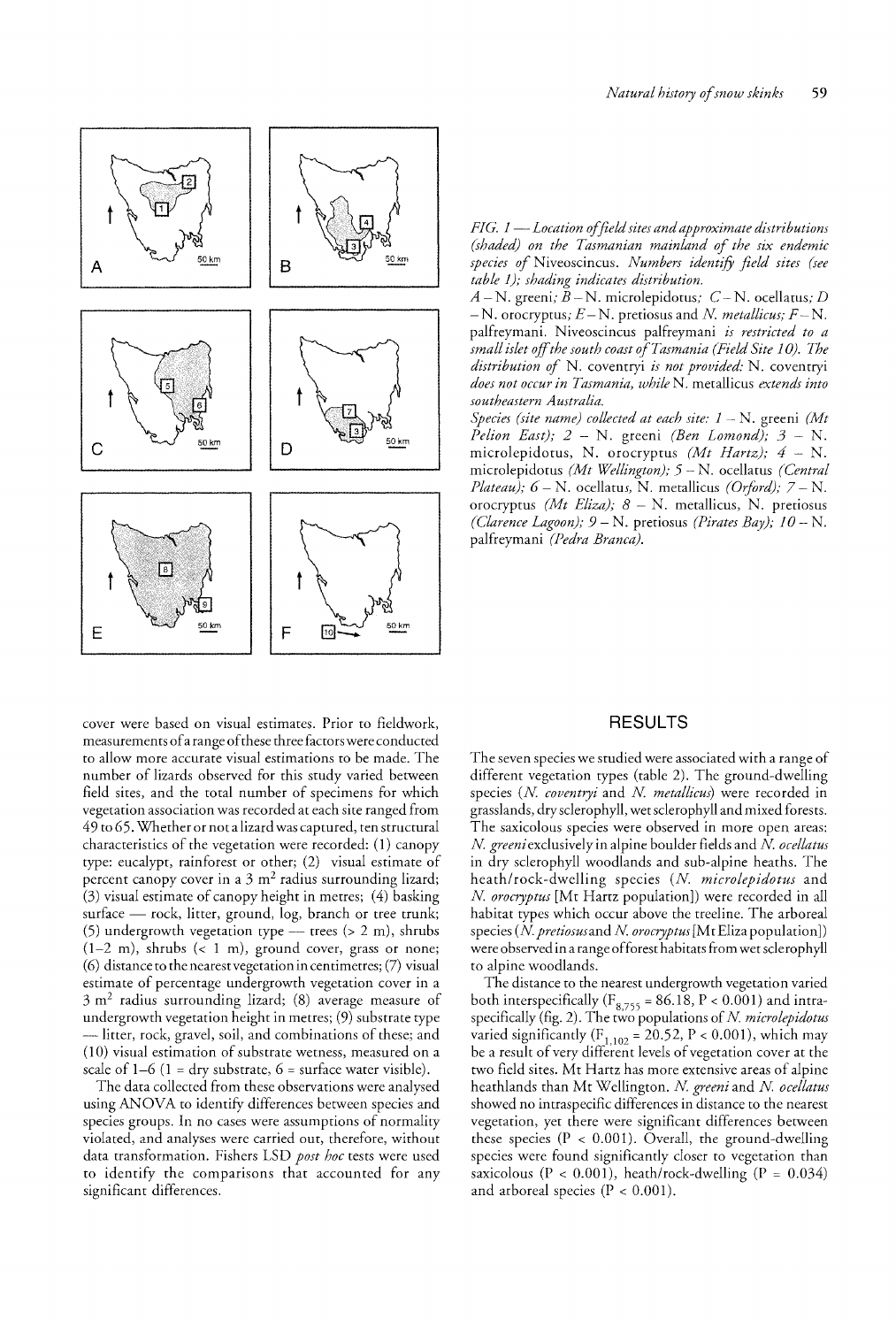*FIG. 1 — Location of field sites and approximate distributions (shaded) on the Tasmanian mainland of the six endemic species of* Niveoscincus*. Numbers identify field sites (see table 1); shading indicates distribution.*

*A* – N. greeni*; B* – N. microlepidotus*; C* – N. ocellatus*; D* – N. orocryptus*; E* – N. pretiosus *and N. metallicus; F* – N. palfreymani*. Niveoscincus palfreymani is restricted to a small islet off the south coast of Tasmania (Field Site 10). The distribution of* N. coventryi *is not provided:* N. coventryi *does not occur in Tasmania, while* N. metallicus *extends into southeastern Australia.*

*Species (site name) collected at each site: 1* – N. greeni *(Mt Pelion East); 2* – N. greeni *(Ben Lomond); 3* – N. microlepidotus, N. orocryptus *(Mt Hartz); 4* – N. microlepidotus *(Mt Wellington); 5* – N. ocellatus *(Central Plateau); 6* – N. ocellatus, N. metallicus *(Orford); 7* – N. orocryptus *(Mt Eliza); 8* – N. metallicus, N. pretiosus *(Clarence Lagoon); 9* – N. pretiosus *(Pirates Bay); 10* – N. palfreymani *(Pedra Branca).*

cover were based on visual estimates. Prior to fieldwork, measurements of a range of these three factors were conducted to allow more accurate visual estimations to be made. The number of lizards observed for this study varied between field sites, and the total number of specimens for which vegetation association was recorded at each site ranged from 49 to 65. Whether or not a lizard was captured, ten structural characteristics of the vegetation were recorded: (1) canopy type: eucalypt, rainforest or other; (2) visual estimate of percent canopy cover in a 3 m$^2$ radius surrounding lizard; (3) visual estimate of canopy height in metres; (4) basking surface — rock, litter, ground, log, branch or tree trunk; (5) undergrowth vegetation type — trees (> 2 m), shrubs (1–2 m), shrubs (< 1 m), ground cover, grass or none; (6) distance to the nearest vegetation in centimetres; (7) visual estimate of percentage undergrowth vegetation cover in a 3 m$^2$ radius surrounding lizard; (8) average measure of undergrowth vegetation height in metres; (9) substrate type — litter, rock, gravel, soil, and combinations of these; and (10) visual estimation of substrate wetness, measured on a scale of 1–6 (1 = dry substrate, 6 = surface water visible).

The data collected from these observations were analysed using ANOVA to identify differences between species and species groups. In no cases were assumptions of normality violated, and analyses were carried out, therefore, without data transformation. Fishers LSD *post hoc* tests were used to identify the comparisons that accounted for any significant differences.

## RESULTS

The seven species we studied were associated with a range of different vegetation types (table 2). The ground-dwelling species (*N. coventryi* and *N. metallicus*) were recorded in grasslands, dry sclerophyll, wet sclerophyll and mixed forests. The saxicolous species were observed in more open areas: *N. greeni* exclusively in alpine boulder fields and *N. ocellatus* in dry sclerophyll woodlands and sub-alpine heaths. The heath/rock-dwelling species (*N. microlepidotus* and *N. orocryptus* [Mt Hartz population]) were recorded in all habitat types which occur above the treeline. The arboreal species (*N. pretiosus* and *N. orocryptus* [Mt Eliza population]) were observed in a range of forest habitats from wet sclerophyll to alpine woodlands.

The distance to the nearest undergrowth vegetation varied both interspecifically ($F_{8,755} = 86.18$, $P < 0.001$) and intraspecifically (fig. 2). The two populations of *N. microlepidotus* varied significantly ($F_{1,102} = 20.52$, $P < 0.001$), which may be a result of very different levels of vegetation cover at the two field sites. Mt Hartz has more extensive areas of alpine heathlands than Mt Wellington. *N. greeni* and *N. ocellatus* showed no intraspecific differences in distance to the nearest vegetation, yet there were significant differences between these species ($P < 0.001$). Overall, the ground-dwelling species were found significantly closer to vegetation than saxicolous ($P < 0.001$), heath/rock-dwelling ($P = 0.034$) and arboreal species ($P < 0.001$).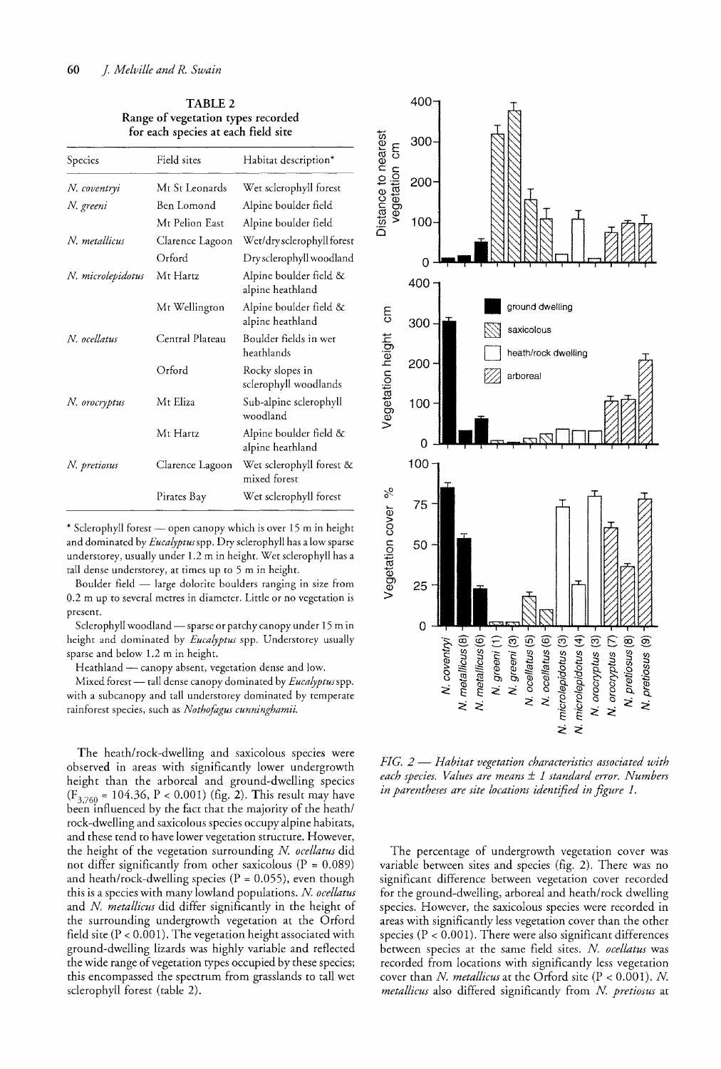**TABLE 2**
**Range of vegetation types recorded for each species at each field site**

| Species | Field sites | Habitat description* |
|---|---|---|
| *N. coventryi* | Mt St Leonards | Wet sclerophyll forest |
| *N. greeni* | Ben Lomond | Alpine boulder field |
| | Mt Pelion East | Alpine boulder field |
| *N. metallicus* | Clarence Lagoon | Wet/dry sclerophyll forest |
| | Orford | Dry sclerophyll woodland |
| *N. microlepidotus* | Mt Hartz | Alpine boulder field & alpine heathland |
| | Mt Wellington | Alpine boulder field & alpine heathland |
| *N. ocellatus* | Central Plateau | Boulder fields in wet heathlands |
| | Orford | Rocky slopes in sclerophyll woodlands |
| *N. orocryptus* | Mt Eliza | Sub-alpine sclerophyll woodland |
| | Mt Hartz | Alpine boulder field & alpine heathland |
| *N. pretiosus* | Clarence Lagoon | Wet sclerophyll forest & mixed forest |
| | Pirates Bay | Wet sclerophyll forest |

\* Sclerophyll forest — open canopy which is over 15 m in height and dominated by *Eucalyptus* spp. Dry sclerophyll has a low sparse understorey, usually under 1.2 m in height. Wet sclerophyll has a tall dense understorey, at times up to 5 m in height.

Boulder field — large dolorite boulders ranging in size from 0.2 m up to several metres in diameter. Little or no vegetation is present.

Sclerophyll woodland — sparse or patchy canopy under 15 m in height and dominated by *Eucalyptus* spp. Understorey usually sparse and below 1.2 m in height.

Heathland — canopy absent, vegetation dense and low.

Mixed forest — tall dense canopy dominated by *Eucalyptus* spp. with a subcanopy and tall understorey dominated by temperate rainforest species, such as *Nothofagus cunninghamii.*

The heath/rock-dwelling and saxicolous species were observed in areas with significantly lower undergrowth height than the arboreal and ground-dwelling species ($F_{3,760}$ = 104.36, P < 0.001) (fig. 2). This result may have been influenced by the fact that the majority of the heath/rock-dwelling and saxicolous species occupy alpine habitats, and these tend to have lower vegetation structure. However, the height of the vegetation surrounding *N. ocellatus* did not differ significantly from other saxicolous (P = 0.089) and heath/rock-dwelling species (P = 0.055), even though this is a species with many lowland populations. *N. ocellatus* and *N. metallicus* did differ significantly in the height of the surrounding undergrowth vegetation at the Orford field site (P < 0.001). The vegetation height associated with ground-dwelling lizards was highly variable and reflected the wide range of vegetation types occupied by these species; this encompassed the spectrum from grasslands to tall wet sclerophyll forest (table 2).

*FIG. 2 — Habitat vegetation characteristics associated with each species. Values are means ± 1 standard error. Numbers in parentheses are site locations identified in figure 1.*

The percentage of undergrowth vegetation cover was variable between sites and species (fig. 2). There was no significant difference between vegetation cover recorded for the ground-dwelling, arboreal and heath/rock dwelling species. However, the saxicolous species were recorded in areas with significantly less vegetation cover than the other species (P < 0.001). There were also significant differences between species at the same field sites. *N. ocellatus* was recorded from locations with significantly less vegetation cover than *N. metallicus* at the Orford site (P < 0.001). *N. metallicus* also differed significantly from *N. pretiosus* at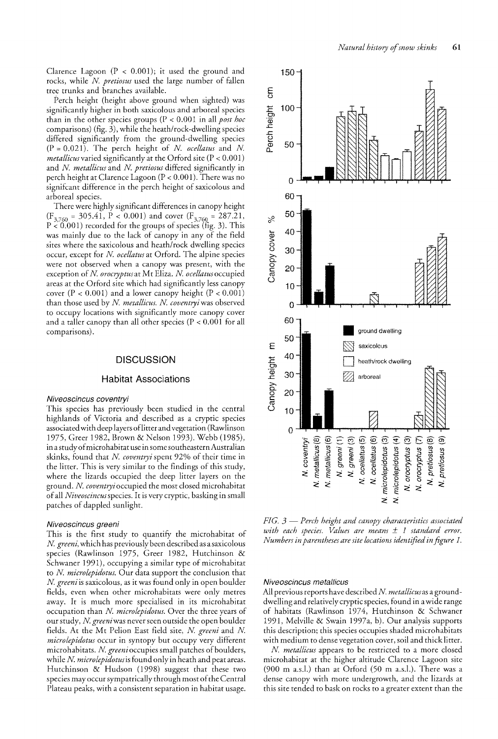Clarence Lagoon ($P < 0.001$); it used the ground and rocks, while *N. pretiosus* used the large number of fallen tree trunks and branches available.

Perch height (height above ground when sighted) was significantly higher in both saxicolous and arboreal species than in the other species groups ($P < 0.001$ in all *post hoc* comparisons) (fig. 3), while the heath/rock-dwelling species differed significantly from the ground-dwelling species ($P = 0.021$). The perch height of *N. ocellatus* and *N. metallicus* varied significantly at the Orford site ($P < 0.001$) and *N. metallicus* and *N. pretiosus* differed significantly in perch height at Clarence Lagoon ($P < 0.001$). There was no signifcant difference in the perch height of saxicolous and arboreal species.

There were highly significant differences in canopy height ($F_{3,760} = 305.41$, $P < 0.001$) and cover ($F_{3,760} = 287.21$, $P < 0.001$) recorded for the groups of species (fig. 3). This was mainly due to the lack of canopy in any of the field sites where the saxicolous and heath/rock dwelling species occur, except for *N. ocellatus* at Orford. The alpine species were not observed when a canopy was present, with the exception of *N. orocryptus* at Mt Eliza. *N. ocellatus* occupied areas at the Orford site which had significantly less canopy cover ($P < 0.001$) and a lower canopy height ($P < 0.001$) than those used by *N. metallicus*. *N. coventryi* was observed to occupy locations with significantly more canopy cover and a taller canopy than all other species ($P < 0.001$ for all comparisons).

## DISCUSSION

### Habitat Associations

#### *Niveoscincus coventryi*

This species has previously been studied in the central highlands of Victoria and described as a cryptic species associated with deep layers of litter and vegetation (Rawlinson 1975, Greer 1982, Brown & Nelson 1993). Webb (1985), in a study of microhabitat use in some southeastern Australian skinks, found that *N. coventryi* spent 92% of their time in the litter. This is very similar to the findings of this study, where the lizards occupied the deep litter layers on the ground. *N. coventryi* occupied the most closed microhabitat of all *Niveoscincus* species. It is very cryptic, basking in small patches of dappled sunlight.

#### *Niveoscincus greeni*

This is the first study to quantify the microhabitat of *N. greeni*, which has previously been described as a saxicolous species (Rawlinson 1975, Greer 1982, Hutchinson & Schwaner 1991), occupying a similar type of microhabitat to *N. microlepidotus*. Our data support the conclusion that *N. greeni* is saxicolous, as it was found only in open boulder fields, even when other microhabitats were only metres away. It is much more specialised in its microhabitat occupation than *N. microlepidotus*. Over the three years of our study, *N. greeni* was never seen outside the open boulder fields. At the Mt Pelion East field site, *N. greeni* and *N. microlepidotus* occur in syntopy but occupy very different microhabitats. *N. greeni* occupies small patches of boulders, while *N. microlepidotus* is found only in heath and peat areas. Hutchinson & Hudson (1998) suggest that these two species may occur sympatrically through most of the Central Plateau peaks, with a consistent separation in habitat usage.

*FIG. 3 — Perch height and canopy characteristics associated with each species. Values are means ± 1 standard error. Numbers in parentheses are site locations identified in figure 1.*

#### *Niveoscincus metallicus*

All previous reports have described *N. metallicus* as a ground-dwelling and relatively cryptic species, found in a wide range of habitats (Rawlinson 1974, Hutchinson & Schwaner 1991, Melville & Swain 1997a, b). Our analysis supports this description; this species occupies shaded microhabitats with medium to dense vegetation cover, soil and thick litter.

*N. metallicus* appears to be restricted to a more closed microhabitat at the higher altitude Clarence Lagoon site (900 m a.s.l.) than at Orford (50 m a.s.l.). There was a dense canopy with more undergrowth, and the lizards at this site tended to bask on rocks to a greater extent than the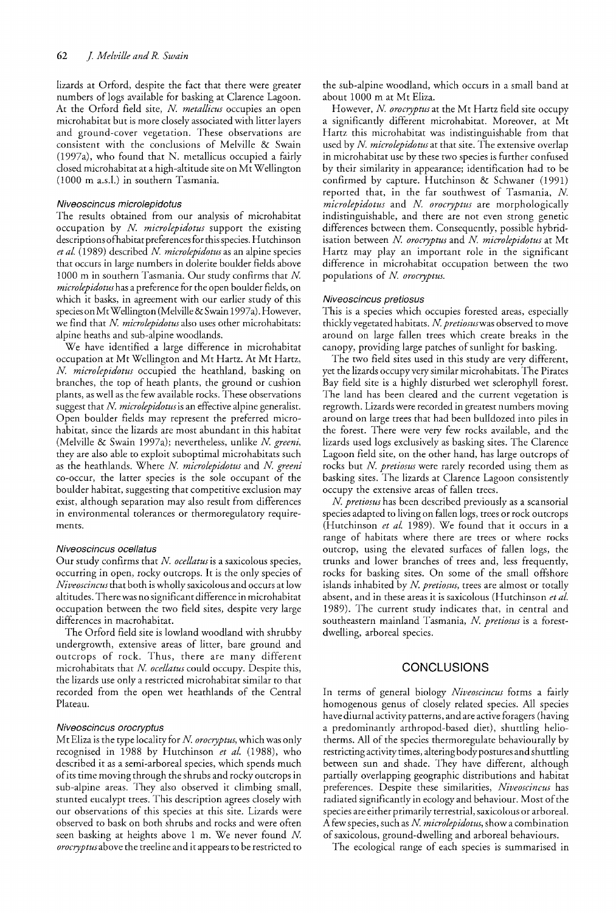lizards at Orford, despite the fact that there were greater numbers of logs available for basking at Clarence Lagoon. At the Orford field site, *N. metallicus* occupies an open microhabitat but is more closely associated with litter layers and ground-cover vegetation. These observations are consistent with the conclusions of Melville & Swain (1997a), who found that N. metallicus occupied a fairly closed microhabitat at a high-altitude site on Mt Wellington (1000 m a.s.l.) in southern Tasmania.

### *Niveoscincus microlepidotus*

The results obtained from our analysis of microhabitat occupation by *N. microlepidotus* support the existing descriptions of habitat preferences for this species. Hutchinson *et al.* (1989) described *N. microlepidotus* as an alpine species that occurs in large numbers in dolerite boulder fields above 1000 m in southern Tasmania. Our study confirms that *N. microlepidotus* has a preference for the open boulder fields, on which it basks, in agreement with our earlier study of this species on Mt Wellington (Melville & Swain 1997a). However, we find that *N. microlepidotus* also uses other microhabitats: alpine heaths and sub-alpine woodlands.

We have identified a large difference in microhabitat occupation at Mt Wellington and Mt Hartz. At Mt Hartz, *N. microlepidotus* occupied the heathland, basking on branches, the top of heath plants, the ground or cushion plants, as well as the few available rocks. These observations suggest that *N. microlepidotus* is an effective alpine generalist. Open boulder fields may represent the preferred microhabitat, since the lizards are most abundant in this habitat (Melville & Swain 1997a); nevertheless, unlike *N. greeni*, they are also able to exploit suboptimal microhabitats such as the heathlands. Where *N. microlepidotus* and *N. greeni* co-occur, the latter species is the sole occupant of the boulder habitat, suggesting that competitive exclusion may exist, although separation may also result from differences in environmental tolerances or thermoregulatory requirements.

### *Niveoscincus ocellatus*

Our study confirms that *N. ocellatus* is a saxicolous species, occurring in open, rocky outcrops. It is the only species of *Niveoscincus* that both is wholly saxicolous and occurs at low altitudes. There was no significant difference in microhabitat occupation between the two field sites, despite very large differences in macrohabitat.

The Orford field site is lowland woodland with shrubby undergrowth, extensive areas of litter, bare ground and outcrops of rock. Thus, there are many different microhabitats that *N. ocellatus* could occupy. Despite this, the lizards use only a restricted microhabitat similar to that recorded from the open wet heathlands of the Central Plateau.

### *Niveoscincus orocryptus*

Mt Eliza is the type locality for *N. orocryptus*, which was only recognised in 1988 by Hutchinson *et al.* (1988), who described it as a semi-arboreal species, which spends much of its time moving through the shrubs and rocky outcrops in sub-alpine areas. They also observed it climbing small, stunted eucalypt trees. This description agrees closely with our observations of this species at this site. Lizards were observed to bask on both shrubs and rocks and were often seen basking at heights above 1 m. We never found *N. orocryptus* above the treeline and it appears to be restricted to the sub-alpine woodland, which occurs in a small band at about 1000 m at Mt Eliza.

However, *N. orocryptus* at the Mt Hartz field site occupy a significantly different microhabitat. Moreover, at Mt Hartz this microhabitat was indistinguishable from that used by *N. microlepidotus* at that site. The extensive overlap in microhabitat use by these two species is further confused by their similarity in appearance; identification had to be confirmed by capture. Hutchinson & Schwaner (1991) reported that, in the far southwest of Tasmania, *N. microlepidotus* and *N. orocryptus* are morphologically indistinguishable, and there are not even strong genetic differences between them. Consequently, possible hybridisation between *N. orocryptus* and *N. microlepidotus* at Mt Hartz may play an important role in the significant difference in microhabitat occupation between the two populations of *N. orocryptus*.

### *Niveoscincus pretiosus*

This is a species which occupies forested areas, especially thickly vegetated habitats. *N. pretiosus* was observed to move around on large fallen trees which create breaks in the canopy, providing large patches of sunlight for basking.

The two field sites used in this study are very different, yet the lizards occupy very similar microhabitats. The Pirates Bay field site is a highly disturbed wet sclerophyll forest. The land has been cleared and the current vegetation is regrowth. Lizards were recorded in greatest numbers moving around on large trees that had been bulldozed into piles in the forest. There were very few rocks available, and the lizards used logs exclusively as basking sites. The Clarence Lagoon field site, on the other hand, has large outcrops of rocks but *N. pretiosus* were rarely recorded using them as basking sites. The lizards at Clarence Lagoon consistently occupy the extensive areas of fallen trees.

*N. pretiosus* has been described previously as a scansorial species adapted to living on fallen logs, trees or rock outcrops (Hutchinson *et al.* 1989). We found that it occurs in a range of habitats where there are trees or where rocks outcrop, using the elevated surfaces of fallen logs, the trunks and lower branches of trees and, less frequently, rocks for basking sites. On some of the small offshore islands inhabited by *N. pretiosus*, trees are almost or totally absent, and in these areas it is saxicolous (Hutchinson *et al.* 1989). The current study indicates that, in central and southeastern mainland Tasmania, *N. pretiosus* is a forest-dwelling, arboreal species.

## CONCLUSIONS

In terms of general biology *Niveoscincus* forms a fairly homogenous genus of closely related species. All species have diurnal activity patterns, and are active foragers (having a predominantly arthropod-based diet), shuttling heliotherms. All of the species thermoregulate behaviourally by restricting activity times, altering body postures and shuttling between sun and shade. They have different, although partially overlapping geographic distributions and habitat preferences. Despite these similarities, *Niveoscincus* has radiated significantly in ecology and behaviour. Most of the species are either primarily terrestrial, saxicolous or arboreal. A few species, such as *N. microlepidotus*, show a combination of saxicolous, ground-dwelling and arboreal behaviours.

The ecological range of each species is summarised in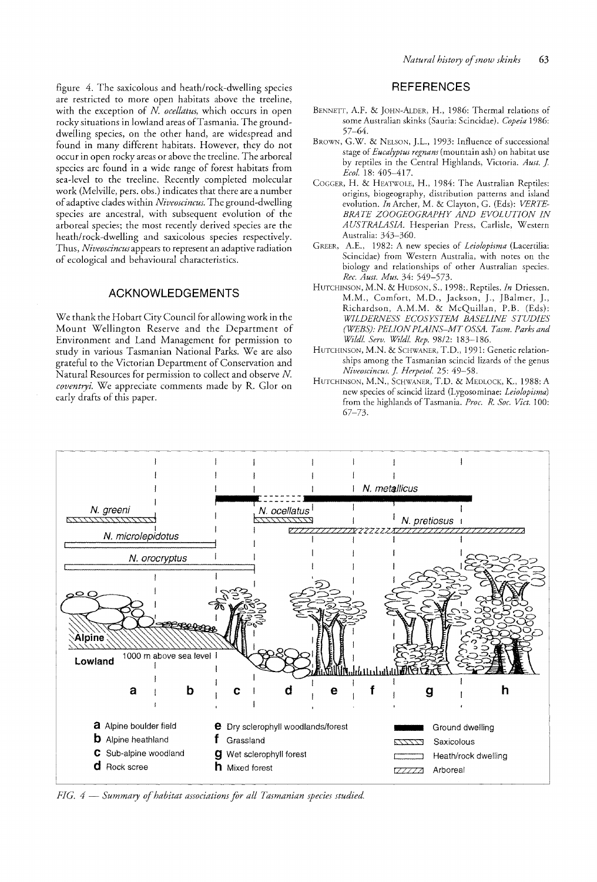figure 4. The saxicolous and heath/rock-dwelling species are restricted to more open habitats above the treeline, with the exception of *N. ocellatus*, which occurs in open rocky situations in lowland areas of Tasmania. The ground-dwelling species, on the other hand, are widespread and found in many different habitats. However, they do not occur in open rocky areas or above the treeline. The arboreal species are found in a wide range of forest habitats from sea-level to the treeline. Recently completed molecular work (Melville, pers. obs.) indicates that there are a number of adaptive clades within *Niveoscincus*. The ground-dwelling species are ancestral, with subsequent evolution of the arboreal species; the most recently derived species are the heath/rock-dwelling and saxicolous species respectively. Thus, *Niveoscincus* appears to represent an adaptive radiation of ecological and behavioural characteristics.

## ACKNOWLEDGEMENTS

We thank the Hobart City Council for allowing work in the Mount Wellington Reserve and the Department of Environment and Land Management for permission to study in various Tasmanian National Parks. We are also grateful to the Victorian Department of Conservation and Natural Resources for permission to collect and observe *N. coventryi*. We appreciate comments made by R. Glor on early drafts of this paper.

## REFERENCES

Bennett, A.F. & John-Alder, H., 1986: Thermal relations of some Australian skinks (Sauria: Scincidae). *Copeia* 1986: 57–64.

Brown, G.W. & Nelson, J.L., 1993: Influence of successional stage of *Eucalyptus regnans* (mountain ash) on habitat use by reptiles in the Central Highlands, Victoria. *Aust. J. Ecol.* 18: 405–417.

Cogger, H. & Heatwole, H., 1984: The Australian Reptiles: origins, biogeography, distribution patterns and island evolution. *In* Archer, M. & Clayton, G. (Eds): *VERTEBRATE ZOOGEOGRAPHY AND EVOLUTION IN AUSTRALASIA*. Hesperian Press, Carlisle, Western Australia: 343–360.

Greer, A.E., 1982: A new species of *Leiolopisma* (Lacertilia: Scincidae) from Western Australia, with notes on the biology and relationships of other Australian species. *Rec. Aust. Mus.* 34: 549–573.

Hutchinson, M.N. & Hudson, S., 1998:. Reptiles. *In* Driessen, M.M., Comfort, M.D., Jackson, J., JBalmer, J., Richardson, A.M.M. & McQuillan, P.B. (Eds): *WILDERNESS ECOSYSTEM BASELINE STUDIES (WEBS): PELION PLAINS–MT OSSA*. *Tasm. Parks and Wildl. Serv. Wildl. Rep.* 98/2: 183–186.

Hutchinson, M.N. & Schwaner, T.D., 1991: Genetic relationships among the Tasmanian scincid lizards of the genus *Niveoscincus*. *J. Herpetol.* 25: 49–58.

Hutchinson, M.N., Schwaner, T.D. & Medlock, K., 1988: A new species of scincid lizard (Lygosominae: *Leiolopisma*) from the highlands of Tasmania. *Proc. R. Soc. Vict.* 100: 67–73.

*FIG. 4 — Summary of habitat associations for all Tasmanian species studied.*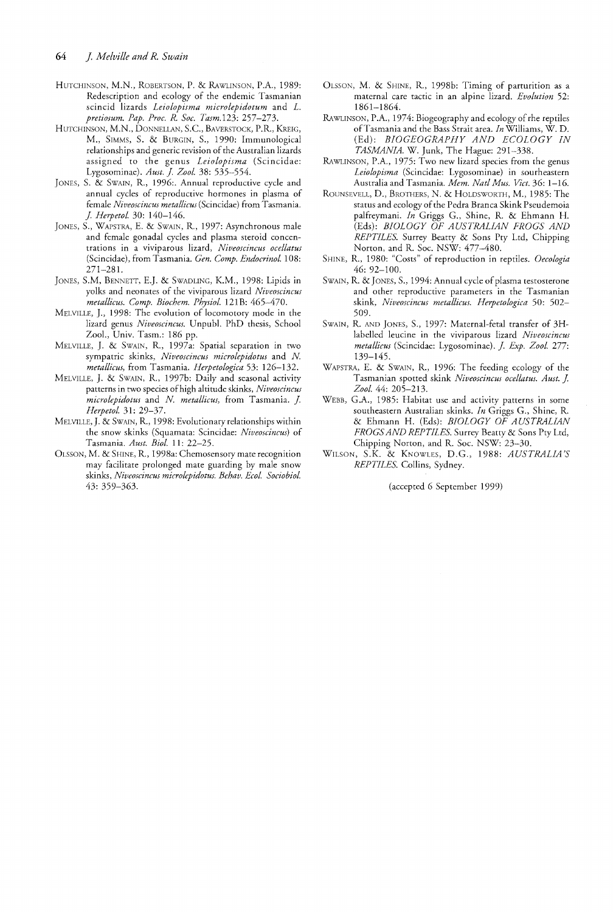HUTCHINSON, M.N., ROBERTSON, P. & RAWLINSON, P.A., 1989: Redescription and ecology of the endemic Tasmanian scincid lizards *Leiolopisma microlepidotum* and *L. pretiosum*. *Pap. Proc. R. Soc. Tasm.*123: 257–273.

HUTCHINSON, M.N., DONNELLAN, S.C., BAVERSTOCK, P.R., KREIG, M., SIMMS, S. & BURGIN, S., 1990: Immunological relationships and generic revision of the Australian lizards assigned to the genus *Leiolopisma* (Scincidae: Lygosominae). *Aust. J. Zool.* 38: 535–554.

JONES, S. & SWAIN, R., 1996:. Annual reproductive cycle and annual cycles of reproductive hormones in plasma of female *Niveoscincus metallicus* (Scincidae) from Tasmania. *J. Herpetol.* 30: 140–146.

JONES, S., WAPSTRA, E. & SWAIN, R., 1997: Asynchronous male and female gonadal cycles and plasma steroid concentrations in a viviparous lizard, *Niveoscincus ocellatus* (Scincidae), from Tasmania. *Gen. Comp. Endocrinol.* 108: 271–281.

JONES, S.M, BENNETT, E.J. & SWADLING, K.M., 1998: Lipids in yolks and neonates of the viviparous lizard *Niveoscincus metallicus*. *Comp. Biochem. Physiol.* 121B: 465–470.

MELVILLE, J., 1998: The evolution of locomotory mode in the lizard genus *Niveoscincus*. Unpubl. PhD thesis, School Zool., Univ. Tasm.: 186 pp.

MELVILLE, J. & SWAIN, R., 1997a: Spatial separation in two sympatric skinks, *Niveoscincus microlepidotus* and *N. metallicus*, from Tasmania. *Herpetologica* 53: 126–132.

MELVILLE, J. & SWAIN, R., 1997b: Daily and seasonal activity patterns in two species of high altitude skinks, *Niveoscincus microlepidotus* and *N. metallicus*, from Tasmania. *J. Herpetol.* 31: 29–37.

MELVILLE, J. & SWAIN, R., 1998: Evolutionary relationships within the snow skinks (Squamata: Scincidae: *Niveoscincus*) of Tasmania. *Aust. Biol.* 11: 22–25.

OLSSON, M. & SHINE, R., 1998a: Chemosensory mate recognition may facilitate prolonged mate guarding by male snow skinks, *Niveoscincus microlepidotus*. *Behav. Ecol. Sociobiol.* 43: 359–363.

OLSSON, M. & SHINE, R., 1998b: Timing of parturition as a maternal care tactic in an alpine lizard. *Evolution* 52: 1861–1864.

RAWLINSON, P.A., 1974: Biogeography and ecology of the reptiles of Tasmania and the Bass Strait area. *In* Williams, W. D. (Ed): *BIOGEOGRAPHY AND ECOLOGY IN TASMANIA*. W. Junk, The Hague: 291–338.

RAWLINSON, P.A., 1975: Two new lizard species from the genus *Leiolopisma* (Scincidae: Lygosominae) in sourheastern Australia and Tasmania. *Mem. Natl Mus. Vict.* 36: 1–16.

ROUNSEVELL, D., BROTHERS, N. & HOLDSWORTH, M., 1985: The status and ecology of the Pedra Branca Skink Pseudemoia palfreymani. *In* Griggs G., Shine, R. & Ehmann H. (Eds): *BIOLOGY OF AUSTRALIAN FROGS AND REPTILES*. Surrey Beatty & Sons Pty Ltd, Chipping Norton, and R. Soc. NSW: 477–480.

SHINE, R., 1980: "Costs" of reproduction in reptiles. *Oecologia* 46: 92–100.

SWAIN, R. & JONES, S., 1994: Annual cycle of plasma testosterone and other reproductive parameters in the Tasmanian skink, *Niveoscincus metallicus*. *Herpetologica* 50: 502–509.

SWAIN, R. AND JONES, S., 1997: Maternal-fetal transfer of 3H-labelled leucine in the viviparous lizard *Niveoscincus metallicus* (Scincidae: Lygosominae). *J. Exp. Zool.* 277: 139–145.

WAPSTRA, E. & SWAIN, R., 1996: The feeding ecology of the Tasmanian spotted skink *Niveoscincus ocellatus*. *Aust. J. Zool.* 44: 205–213.

WEBB, G.A., 1985: Habitat use and activity patterns in some southeastern Australian skinks. *In* Griggs G., Shine, R. & Ehmann H. (Eds): *BIOLOGY OF AUSTRALIAN FROGS AND REPTILES*. Surrey Beatty & Sons Pty Ltd, Chipping Norton, and R. Soc. NSW: 23–30.

WILSON, S.K. & KNOWLES, D.G., 1988: *AUSTRALIA'S REPTILES*. Collins, Sydney.

(accepted 6 September 1999)